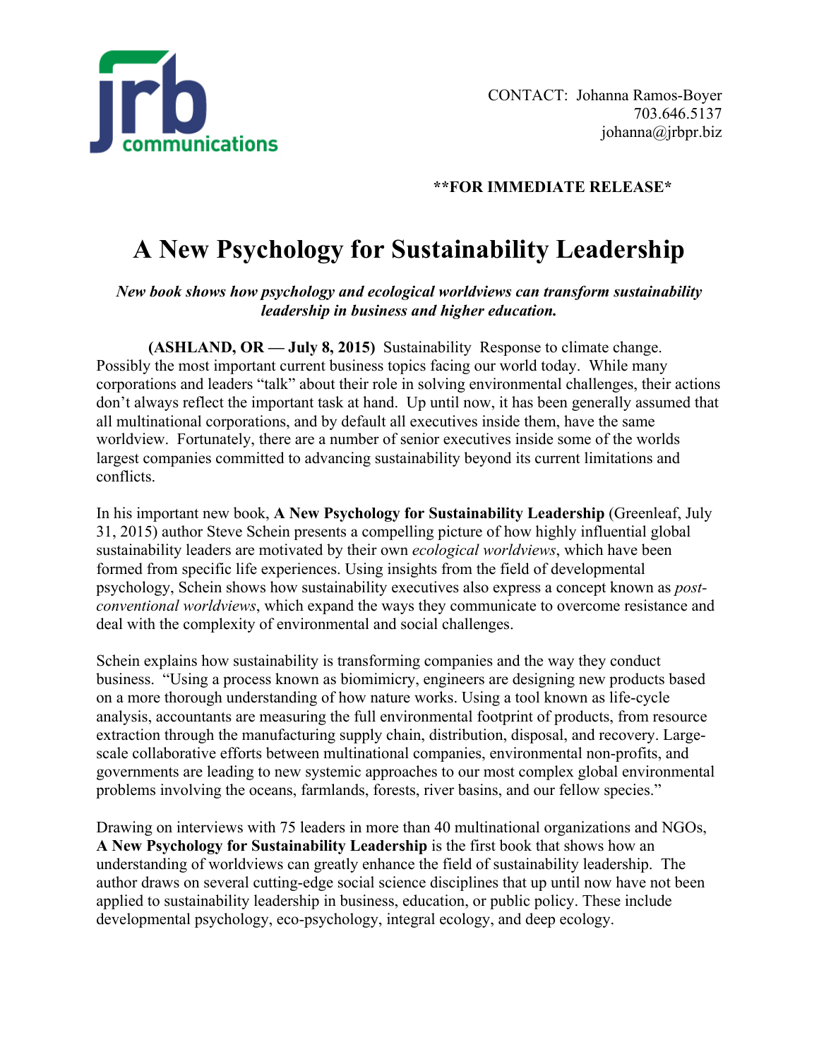jrb communications

CONTACT: Johanna Ramos-Boyer
703.646.5137
johanna@jrbpr.biz

**FOR IMMEDIATE RELEASE***

# A New Psychology for Sustainability Leadership

***New book shows how psychology and ecological worldviews can transform sustainability leadership in business and higher education.***

**(ASHLAND, OR — July 8, 2015)** Sustainability Response to climate change. Possibly the most important current business topics facing our world today. While many corporations and leaders "talk" about their role in solving environmental challenges, their actions don't always reflect the important task at hand. Up until now, it has been generally assumed that all multinational corporations, and by default all executives inside them, have the same worldview. Fortunately, there are a number of senior executives inside some of the worlds largest companies committed to advancing sustainability beyond its current limitations and conflicts.

In his important new book, **A New Psychology for Sustainability Leadership** (Greenleaf, July 31, 2015) author Steve Schein presents a compelling picture of how highly influential global sustainability leaders are motivated by their own *ecological worldviews*, which have been formed from specific life experiences. Using insights from the field of developmental psychology, Schein shows how sustainability executives also express a concept known as *post-conventional worldviews*, which expand the ways they communicate to overcome resistance and deal with the complexity of environmental and social challenges.

Schein explains how sustainability is transforming companies and the way they conduct business. "Using a process known as biomimicry, engineers are designing new products based on a more thorough understanding of how nature works. Using a tool known as life-cycle analysis, accountants are measuring the full environmental footprint of products, from resource extraction through the manufacturing supply chain, distribution, disposal, and recovery. Large-scale collaborative efforts between multinational companies, environmental non-profits, and governments are leading to new systemic approaches to our most complex global environmental problems involving the oceans, farmlands, forests, river basins, and our fellow species."

Drawing on interviews with 75 leaders in more than 40 multinational organizations and NGOs, **A New Psychology for Sustainability Leadership** is the first book that shows how an understanding of worldviews can greatly enhance the field of sustainability leadership. The author draws on several cutting-edge social science disciplines that up until now have not been applied to sustainability leadership in business, education, or public policy. These include developmental psychology, eco-psychology, integral ecology, and deep ecology.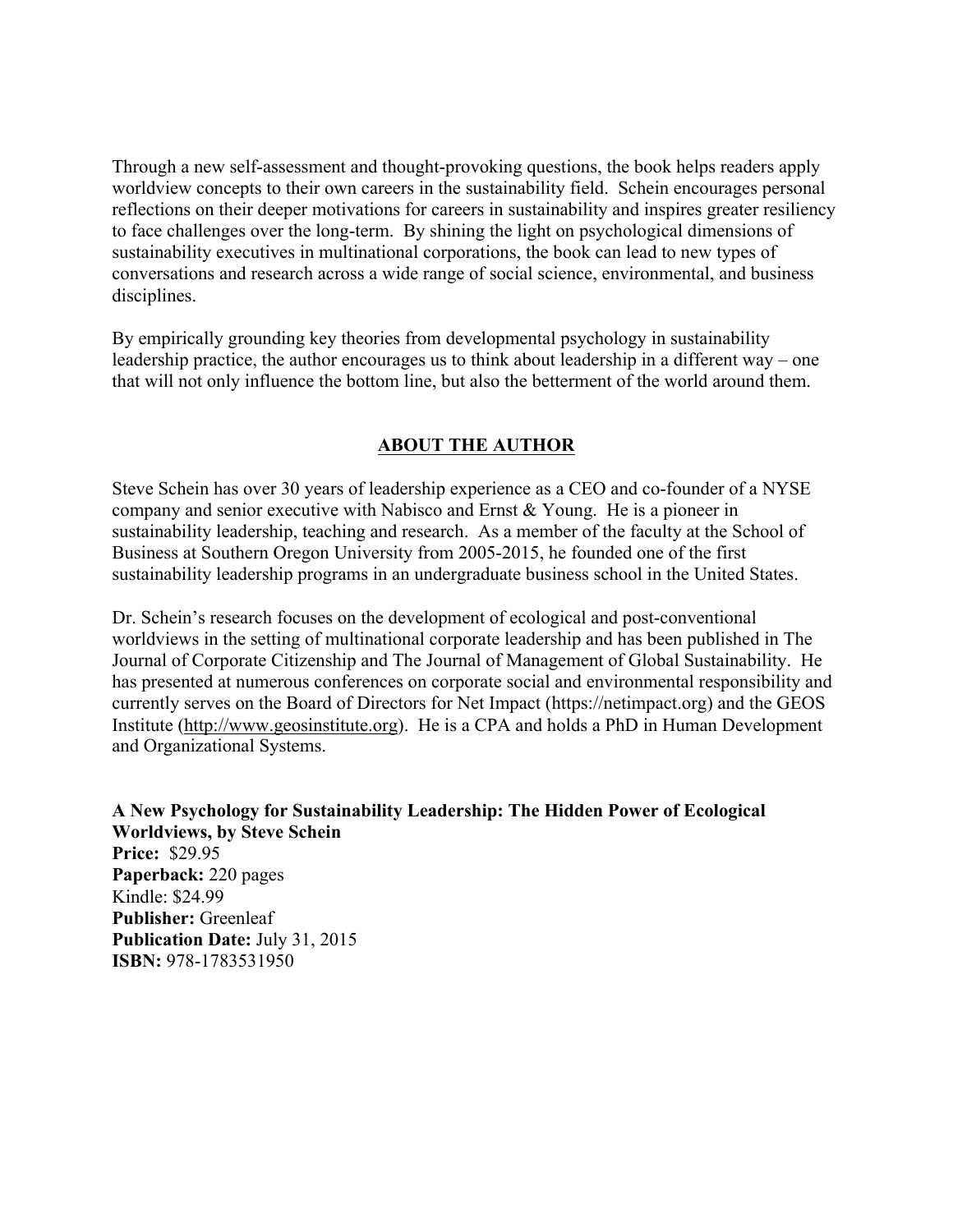Through a new self-assessment and thought-provoking questions, the book helps readers apply worldview concepts to their own careers in the sustainability field. Schein encourages personal reflections on their deeper motivations for careers in sustainability and inspires greater resiliency to face challenges over the long-term. By shining the light on psychological dimensions of sustainability executives in multinational corporations, the book can lead to new types of conversations and research across a wide range of social science, environmental, and business disciplines.

By empirically grounding key theories from developmental psychology in sustainability leadership practice, the author encourages us to think about leadership in a different way – one that will not only influence the bottom line, but also the betterment of the world around them.

## ABOUT THE AUTHOR

Steve Schein has over 30 years of leadership experience as a CEO and co-founder of a NYSE company and senior executive with Nabisco and Ernst & Young. He is a pioneer in sustainability leadership, teaching and research. As a member of the faculty at the School of Business at Southern Oregon University from 2005-2015, he founded one of the first sustainability leadership programs in an undergraduate business school in the United States.

Dr. Schein's research focuses on the development of ecological and post-conventional worldviews in the setting of multinational corporate leadership and has been published in The Journal of Corporate Citizenship and The Journal of Management of Global Sustainability. He has presented at numerous conferences on corporate social and environmental responsibility and currently serves on the Board of Directors for Net Impact (https://netimpact.org) and the GEOS Institute (http://www.geosinstitute.org). He is a CPA and holds a PhD in Human Development and Organizational Systems.

**A New Psychology for Sustainability Leadership: The Hidden Power of Ecological Worldviews, by Steve Schein**
**Price:** $29.95
**Paperback:** 220 pages
Kindle: $24.99
**Publisher:** Greenleaf
**Publication Date:** July 31, 2015
**ISBN:** 978-1783531950